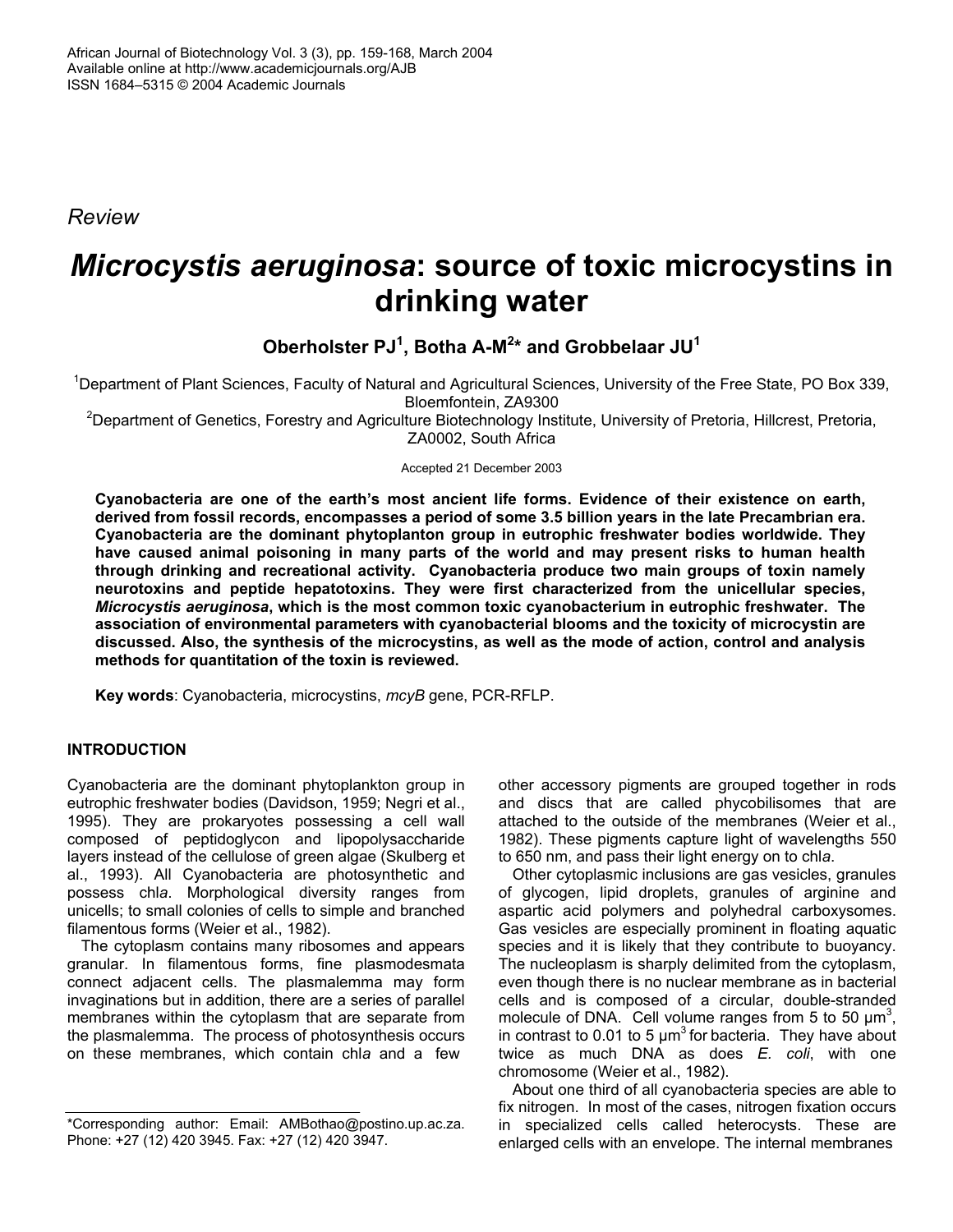*Review*

# *Microcystis aeruginosa*: source of toxic microcystins in drinking water

**Oberholster PJ[1], Botha A-M[2]* and Grobbelaar JU[1]**

[1]Department of Plant Sciences, Faculty of Natural and Agricultural Sciences, University of the Free State, PO Box 339, Bloemfontein, ZA9300

[2]Department of Genetics, Forestry and Agriculture Biotechnology Institute, University of Pretoria, Hillcrest, Pretoria, ZA0002, South Africa

Accepted 21 December 2003

**Cyanobacteria are one of the earth's most ancient life forms. Evidence of their existence on earth, derived from fossil records, encompasses a period of some 3.5 billion years in the late Precambrian era. Cyanobacteria are the dominant phytoplanton group in eutrophic freshwater bodies worldwide. They have caused animal poisoning in many parts of the world and may present risks to human health through drinking and recreational activity. Cyanobacteria produce two main groups of toxin namely neurotoxins and peptide hepatotoxins. They were first characterized from the unicellular species, *Microcystis aeruginosa*, which is the most common toxic cyanobacterium in eutrophic freshwater. The association of environmental parameters with cyanobacterial blooms and the toxicity of microcystin are discussed. Also, the synthesis of the microcystins, as well as the mode of action, control and analysis methods for quantitation of the toxin is reviewed.**

**Key words**: Cyanobacteria, microcystins, *mcyB* gene, PCR-RFLP.

## INTRODUCTION

Cyanobacteria are the dominant phytoplankton group in eutrophic freshwater bodies (Davidson, 1959; Negri et al., 1995). They are prokaryotes possessing a cell wall composed of peptidoglycon and lipopolysaccharide layers instead of the cellulose of green algae (Skulberg et al., 1993). All Cyanobacteria are photosynthetic and possess chl*a*. Morphological diversity ranges from unicells; to small colonies of cells to simple and branched filamentous forms (Weier et al., 1982).

The cytoplasm contains many ribosomes and appears granular. In filamentous forms, fine plasmodesmata connect adjacent cells. The plasmalemma may form invaginations but in addition, there are a series of parallel membranes within the cytoplasm that are separate from the plasmalemma. The process of photosynthesis occurs on these membranes, which contain chl*a* and a few other accessory pigments are grouped together in rods and discs that are called phycobilisomes that are attached to the outside of the membranes (Weier et al., 1982). These pigments capture light of wavelengths 550 to 650 nm, and pass their light energy on to chl*a*.

Other cytoplasmic inclusions are gas vesicles, granules of glycogen, lipid droplets, granules of arginine and aspartic acid polymers and polyhedral carboxysomes. Gas vesicles are especially prominent in floating aquatic species and it is likely that they contribute to buoyancy. The nucleoplasm is sharply delimited from the cytoplasm, even though there is no nuclear membrane as in bacterial cells and is composed of a circular, double-stranded molecule of DNA. Cell volume ranges from 5 to 50 $\mu m^3$, in contrast to 0.01 to 5 $\mu m^3$ for bacteria. They have about twice as much DNA as does *E. coli*, with one chromosome (Weier et al., 1982).

About one third of all cyanobacteria species are able to fix nitrogen. In most of the cases, nitrogen fixation occurs in specialized cells called heterocysts. These are enlarged cells with an envelope. The internal membranes

*Corresponding author: Email: AMBothao@postino.up.ac.za. Phone: +27 (12) 420 3945. Fax: +27 (12) 420 3947.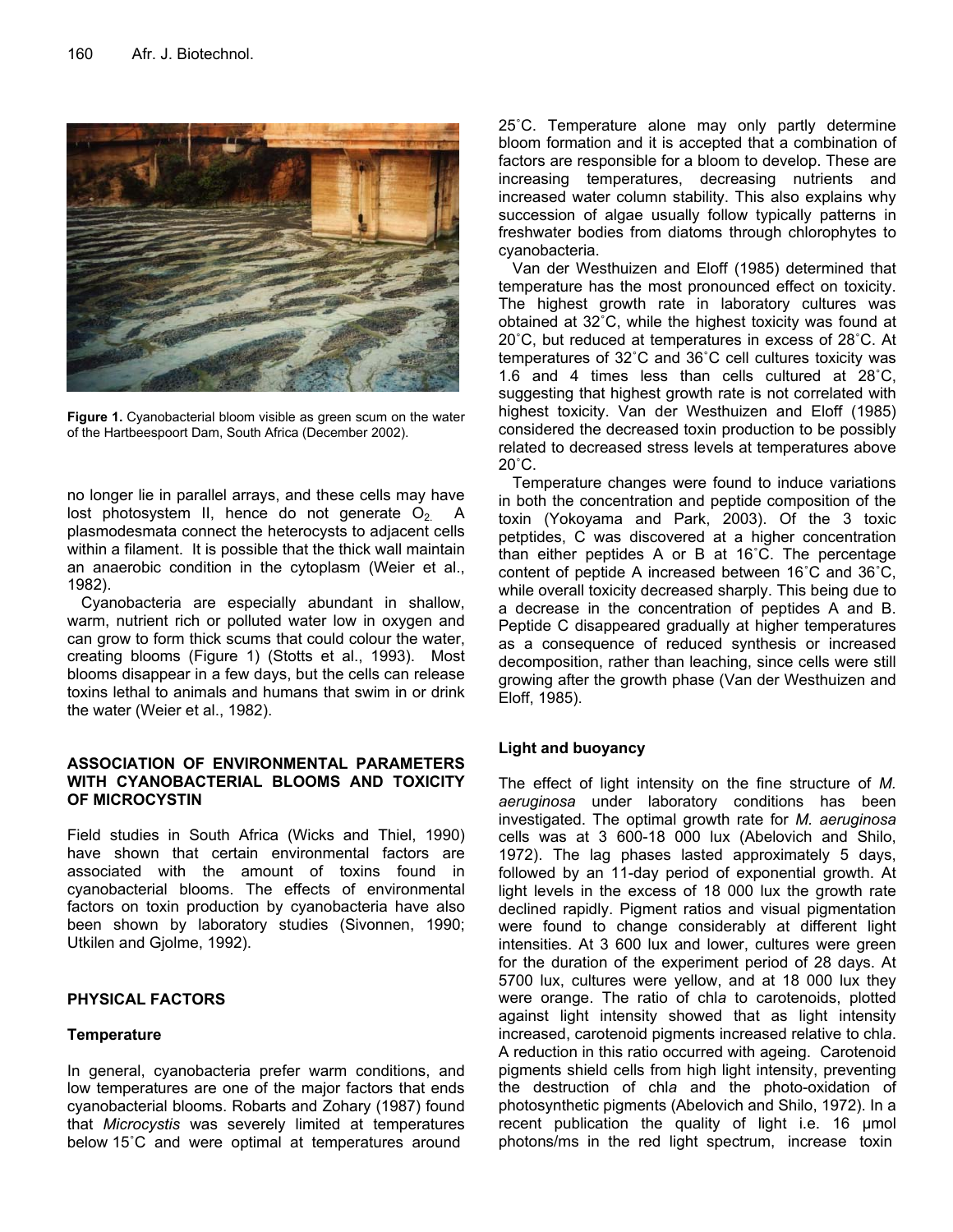Figure 1. Cyanobacterial bloom visible as green scum on the water of the Hartbeespoort Dam, South Africa (December 2002).

no longer lie in parallel arrays, and these cells may have lost photosystem II, hence do not generate $O_2$. A plasmodesmata connect the heterocysts to adjacent cells within a filament. It is possible that the thick wall maintain an anaerobic condition in the cytoplasm (Weier et al., 1982).

Cyanobacteria are especially abundant in shallow, warm, nutrient rich or polluted water low in oxygen and can grow to form thick scums that could colour the water, creating blooms (Figure 1) (Stotts et al., 1993). Most blooms disappear in a few days, but the cells can release toxins lethal to animals and humans that swim in or drink the water (Weier et al., 1982).

## ASSOCIATION OF ENVIRONMENTAL PARAMETERS WITH CYANOBACTERIAL BLOOMS AND TOXICITY OF MICROCYSTIN

Field studies in South Africa (Wicks and Thiel, 1990) have shown that certain environmental factors are associated with the amount of toxins found in cyanobacterial blooms. The effects of environmental factors on toxin production by cyanobacteria have also been shown by laboratory studies (Sivonnen, 1990; Utkilen and Gjolme, 1992).

## PHYSICAL FACTORS

### Temperature

In general, cyanobacteria prefer warm conditions, and low temperatures are one of the major factors that ends cyanobacterial blooms. Robarts and Zohary (1987) found that *Microcystis* was severely limited at temperatures below 15˚C and were optimal at temperatures around 25˚C. Temperature alone may only partly determine bloom formation and it is accepted that a combination of factors are responsible for a bloom to develop. These are increasing temperatures, decreasing nutrients and increased water column stability. This also explains why succession of algae usually follow typically patterns in freshwater bodies from diatoms through chlorophytes to cyanobacteria.

Van der Westhuizen and Eloff (1985) determined that temperature has the most pronounced effect on toxicity. The highest growth rate in laboratory cultures was obtained at 32˚C, while the highest toxicity was found at 20˚C, but reduced at temperatures in excess of 28˚C. At temperatures of 32˚C and 36˚C cell cultures toxicity was 1.6 and 4 times less than cells cultured at 28˚C, suggesting that highest growth rate is not correlated with highest toxicity. Van der Westhuizen and Eloff (1985) considered the decreased toxin production to be possibly related to decreased stress levels at temperatures above 20˚C.

Temperature changes were found to induce variations in both the concentration and peptide composition of the toxin (Yokoyama and Park, 2003). Of the 3 toxic petptides, C was discovered at a higher concentration than either peptides A or B at 16˚C. The percentage content of peptide A increased between 16˚C and 36˚C, while overall toxicity decreased sharply. This being due to a decrease in the concentration of peptides A and B. Peptide C disappeared gradually at higher temperatures as a consequence of reduced synthesis or increased decomposition, rather than leaching, since cells were still growing after the growth phase (Van der Westhuizen and Eloff, 1985).

### Light and buoyancy

The effect of light intensity on the fine structure of *M. aeruginosa* under laboratory conditions has been investigated. The optimal growth rate for *M. aeruginosa* cells was at 3 600-18 000 lux (Abelovich and Shilo, 1972). The lag phases lasted approximately 5 days, followed by an 11-day period of exponential growth. At light levels in the excess of 18 000 lux the growth rate declined rapidly. Pigment ratios and visual pigmentation were found to change considerably at different light intensities. At 3 600 lux and lower, cultures were green for the duration of the experiment period of 28 days. At 5700 lux, cultures were yellow, and at 18 000 lux they were orange. The ratio of chl*a* to carotenoids, plotted against light intensity showed that as light intensity increased, carotenoid pigments increased relative to chl*a*. A reduction in this ratio occurred with ageing. Carotenoid pigments shield cells from high light intensity, preventing the destruction of chl*a* and the photo-oxidation of photosynthetic pigments (Abelovich and Shilo, 1972). In a recent publication the quality of light i.e. 16 µmol photons/ms in the red light spectrum, increase toxin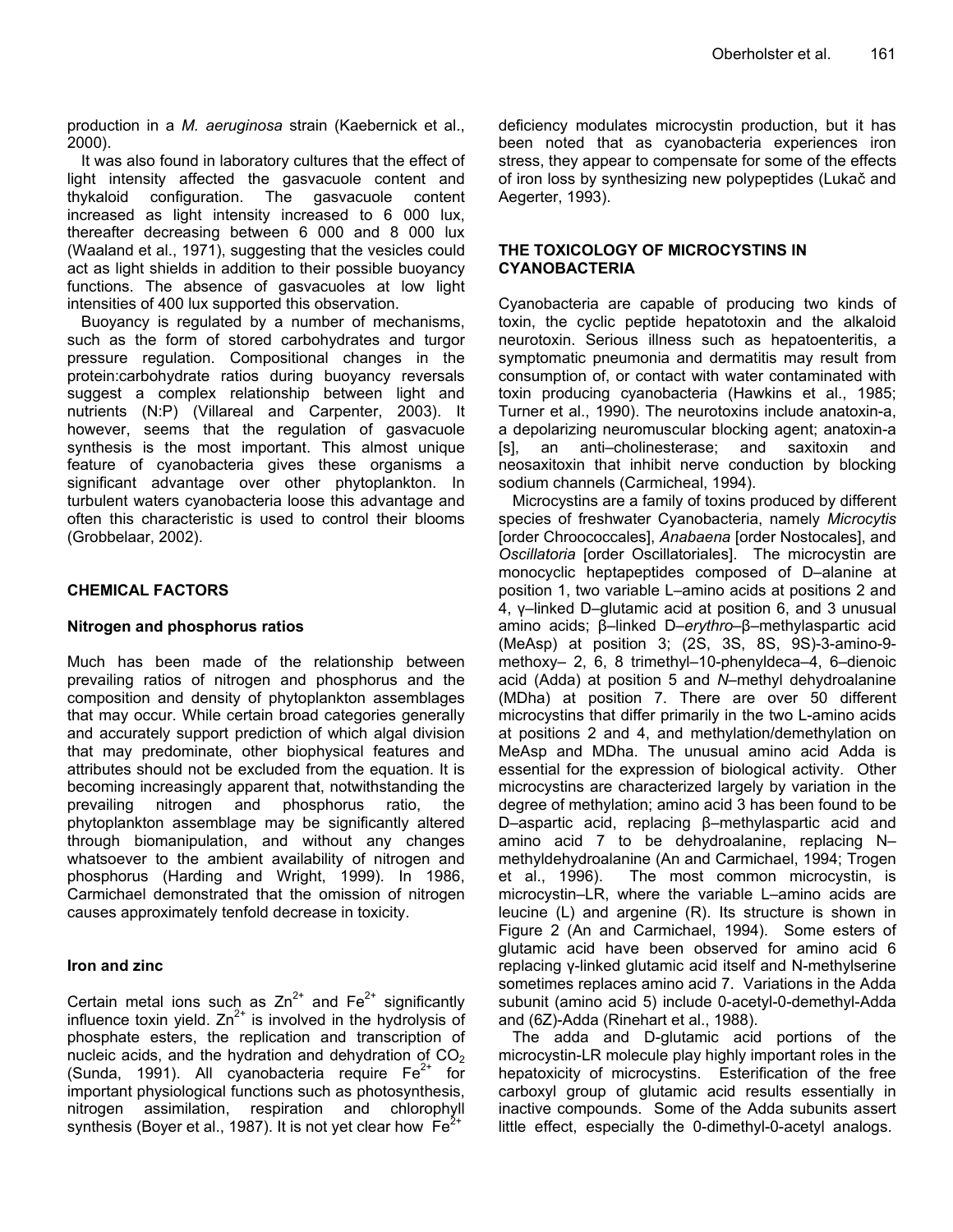production in a *M. aeruginosa* strain (Kaebernick et al., 2000).

It was also found in laboratory cultures that the effect of light intensity affected the gasvacuole content and thykaloid configuration. The gasvacuole content increased as light intensity increased to 6 000 lux, thereafter decreasing between 6 000 and 8 000 lux (Waaland et al., 1971), suggesting that the vesicles could act as light shields in addition to their possible buoyancy functions. The absence of gasvacuoles at low light intensities of 400 lux supported this observation.

Buoyancy is regulated by a number of mechanisms, such as the form of stored carbohydrates and turgor pressure regulation. Compositional changes in the protein:carbohydrate ratios during buoyancy reversals suggest a complex relationship between light and nutrients (N:P) (Villareal and Carpenter, 2003). It however, seems that the regulation of gasvacuole synthesis is the most important. This almost unique feature of cyanobacteria gives these organisms a significant advantage over other phytoplankton. In turbulent waters cyanobacteria loose this advantage and often this characteristic is used to control their blooms (Grobbelaar, 2002).

## CHEMICAL FACTORS

### Nitrogen and phosphorus ratios

Much has been made of the relationship between prevailing ratios of nitrogen and phosphorus and the composition and density of phytoplankton assemblages that may occur. While certain broad categories generally and accurately support prediction of which algal division that may predominate, other biophysical features and attributes should not be excluded from the equation. It is becoming increasingly apparent that, notwithstanding the prevailing nitrogen and phosphorus ratio, the phytoplankton assemblage may be significantly altered through biomanipulation, and without any changes whatsoever to the ambient availability of nitrogen and phosphorus (Harding and Wright, 1999). In 1986, Carmichael demonstrated that the omission of nitrogen causes approximately tenfold decrease in toxicity.

### Iron and zinc

Certain metal ions such as $Zn^{2+}$ and $Fe^{2+}$ significantly influence toxin yield. $Zn^{2+}$ is involved in the hydrolysis of phosphate esters, the replication and transcription of nucleic acids, and the hydration and dehydration of $CO_2$ (Sunda, 1991). All cyanobacteria require $Fe^{2+}$ for important physiological functions such as photosynthesis, nitrogen assimilation, respiration and chlorophyll synthesis (Boyer et al., 1987). It is not yet clear how $Fe^{2+}$ deficiency modulates microcystin production, but it has been noted that as cyanobacteria experiences iron stress, they appear to compensate for some of the effects of iron loss by synthesizing new polypeptides (Lukač and Aegerter, 1993).

## THE TOXICOLOGY OF MICROCYSTINS IN CYANOBACTERIA

Cyanobacteria are capable of producing two kinds of toxin, the cyclic peptide hepatotoxin and the alkaloid neurotoxin. Serious illness such as hepatoenteritis, a symptomatic pneumonia and dermatitis may result from consumption of, or contact with water contaminated with toxin producing cyanobacteria (Hawkins et al., 1985; Turner et al., 1990). The neurotoxins include anatoxin-a, a depolarizing neuromuscular blocking agent; anatoxin-a [s], an anti–cholinesterase; and saxitoxin and neosaxitoxin that inhibit nerve conduction by blocking sodium channels (Carmicheal, 1994).

Microcystins are a family of toxins produced by different species of freshwater Cyanobacteria, namely *Microcytis* [order Chroococcales], *Anabaena* [order Nostocales], and *Oscillatoria* [order Oscillatoriales]. The microcystin are monocyclic heptapeptides composed of D–alanine at position 1, two variable L–amino acids at positions 2 and 4, γ–linked D–glutamic acid at position 6, and 3 unusual amino acids; β–linked D–*erythro*–β–methylaspartic acid (MeAsp) at position 3; (2S, 3S, 8S, 9S)-3-amino-9-methoxy– 2, 6, 8 trimethyl–10-phenyldeca–4, 6–dienoic acid (Adda) at position 5 and *N*–methyl dehydroalanine (MDha) at position 7. There are over 50 different microcystins that differ primarily in the two L-amino acids at positions 2 and 4, and methylation/demethylation on MeAsp and MDha. The unusual amino acid Adda is essential for the expression of biological activity. Other microcystins are characterized largely by variation in the degree of methylation; amino acid 3 has been found to be D–aspartic acid, replacing β–methylaspartic acid and amino acid 7 to be dehydroalanine, replacing N–methyldehydroalanine (An and Carmichael, 1994; Trogen et al., 1996). The most common microcystin, is microcystin–LR, where the variable L–amino acids are leucine (L) and argenine (R). Its structure is shown in Figure 2 (An and Carmichael, 1994). Some esters of glutamic acid have been observed for amino acid 6 replacing γ-linked glutamic acid itself and N-methylserine sometimes replaces amino acid 7. Variations in the Adda subunit (amino acid 5) include 0-acetyl-0-demethyl-Adda and (6Z)-Adda (Rinehart et al., 1988).

The adda and D-glutamic acid portions of the microcystin-LR molecule play highly important roles in the hepatoxicity of microcystins. Esterification of the free carboxyl group of glutamic acid results essentially in inactive compounds. Some of the Adda subunits assert little effect, especially the 0-dimethyl-0-acetyl analogs.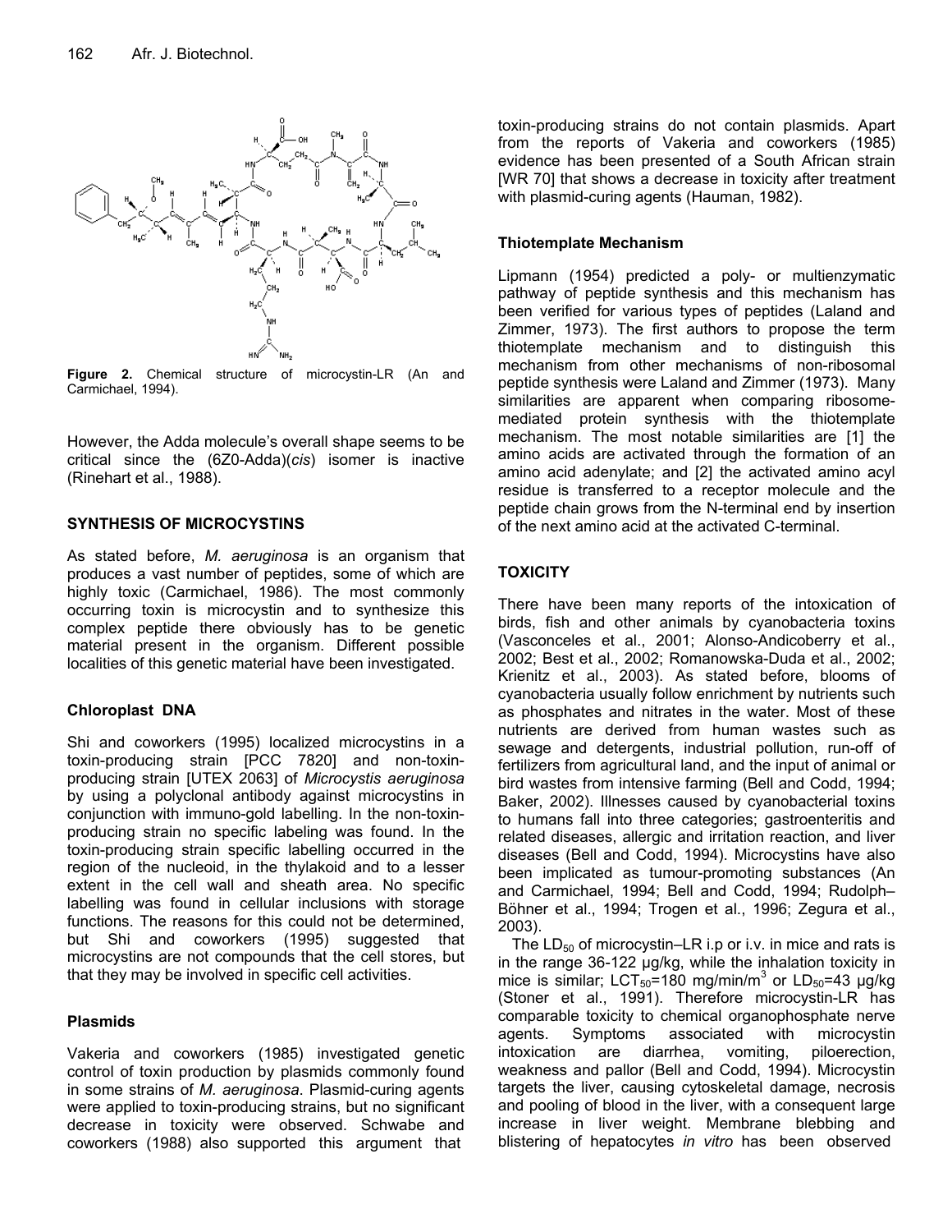Figure 2. Chemical structure of microcystin-LR (An and Carmichael, 1994).

However, the Adda molecule's overall shape seems to be critical since the (6Z0-Adda)(*cis*) isomer is inactive (Rinehart et al., 1988).

## SYNTHESIS OF MICROCYSTINS

As stated before, *M. aeruginosa* is an organism that produces a vast number of peptides, some of which are highly toxic (Carmichael, 1986). The most commonly occurring toxin is microcystin and to synthesize this complex peptide there obviously has to be genetic material present in the organism. Different possible localities of this genetic material have been investigated.

### Chloroplast DNA

Shi and coworkers (1995) localized microcystins in a toxin-producing strain [PCC 7820] and non-toxin-producing strain [UTEX 2063] of *Microcystis aeruginosa* by using a polyclonal antibody against microcystins in conjunction with immuno-gold labelling. In the non-toxin-producing strain no specific labeling was found. In the toxin-producing strain specific labelling occurred in the region of the nucleoid, in the thylakoid and to a lesser extent in the cell wall and sheath area. No specific labelling was found in cellular inclusions with storage functions. The reasons for this could not be determined, but Shi and coworkers (1995) suggested that microcystins are not compounds that the cell stores, but that they may be involved in specific cell activities.

### Plasmids

Vakeria and coworkers (1985) investigated genetic control of toxin production by plasmids commonly found in some strains of *M. aeruginosa*. Plasmid-curing agents were applied to toxin-producing strains, but no significant decrease in toxicity were observed. Schwabe and coworkers (1988) also supported this argument that toxin-producing strains do not contain plasmids. Apart from the reports of Vakeria and coworkers (1985) evidence has been presented of a South African strain [WR 70] that shows a decrease in toxicity after treatment with plasmid-curing agents (Hauman, 1982).

### Thiotemplate Mechanism

Lipmann (1954) predicted a poly- or multienzymatic pathway of peptide synthesis and this mechanism has been verified for various types of peptides (Laland and Zimmer, 1973). The first authors to propose the term thiotemplate mechanism and to distinguish this mechanism from other mechanisms of non-ribosomal peptide synthesis were Laland and Zimmer (1973). Many similarities are apparent when comparing ribosome-mediated protein synthesis with the thiotemplate mechanism. The most notable similarities are [1] the amino acids are activated through the formation of an amino acid adenylate; and [2] the activated amino acyl residue is transferred to a receptor molecule and the peptide chain grows from the N-terminal end by insertion of the next amino acid at the activated C-terminal.

## TOXICITY

There have been many reports of the intoxication of birds, fish and other animals by cyanobacteria toxins (Vasconceles et al., 2001; Alonso-Andicoberry et al., 2002; Best et al., 2002; Romanowska-Duda et al., 2002; Krienitz et al., 2003). As stated before, blooms of cyanobacteria usually follow enrichment by nutrients such as phosphates and nitrates in the water. Most of these nutrients are derived from human wastes such as sewage and detergents, industrial pollution, run-off of fertilizers from agricultural land, and the input of animal or bird wastes from intensive farming (Bell and Codd, 1994; Baker, 2002). Illnesses caused by cyanobacterial toxins to humans fall into three categories; gastroenteritis and related diseases, allergic and irritation reaction, and liver diseases (Bell and Codd, 1994). Microcystins have also been implicated as tumour-promoting substances (An and Carmichael, 1994; Bell and Codd, 1994; Rudolph–Böhner et al., 1994; Trogen et al., 1996; Zegura et al., 2003).

The $LD_{50}$ of microcystin–LR i.p or i.v. in mice and rats is in the range 36-122 µg/kg, while the inhalation toxicity in mice is similar; $LCT_{50}$=180 mg/min/$m^3$ or $LD_{50}$=43 µg/kg (Stoner et al., 1991). Therefore microcystin-LR has comparable toxicity to chemical organophosphate nerve agents. Symptoms associated with microcystin intoxication are diarrhea, vomiting, piloerection, weakness and pallor (Bell and Codd, 1994). Microcystin targets the liver, causing cytoskeletal damage, necrosis and pooling of blood in the liver, with a consequent large increase in liver weight. Membrane blebbing and blistering of hepatocytes *in vitro* has been observed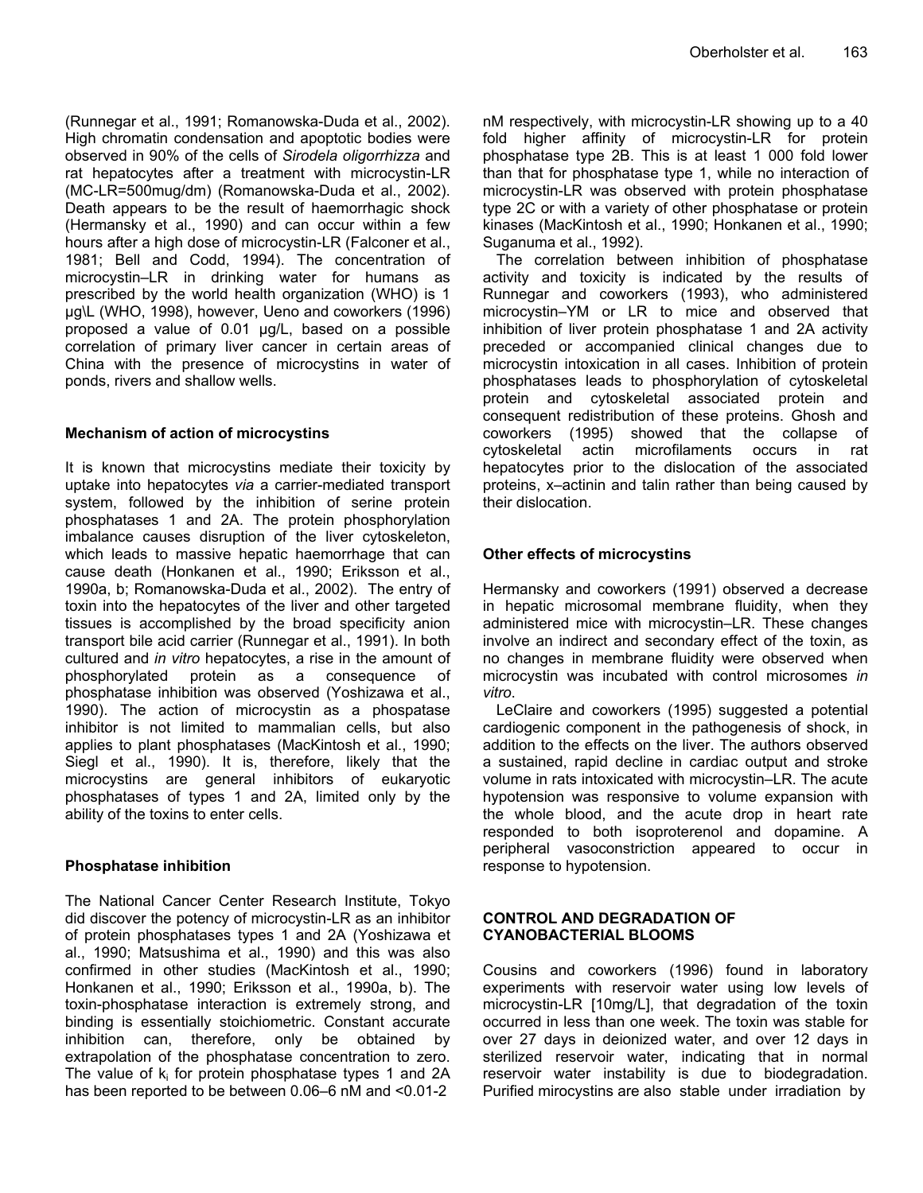(Runnegar et al., 1991; Romanowska-Duda et al., 2002). High chromatin condensation and apoptotic bodies were observed in 90% of the cells of *Sirodela oligorrhizza* and rat hepatocytes after a treatment with microcystin-LR (MC-LR=500mug/dm) (Romanowska-Duda et al., 2002). Death appears to be the result of haemorrhagic shock (Hermansky et al., 1990) and can occur within a few hours after a high dose of microcystin-LR (Falconer et al., 1981; Bell and Codd, 1994). The concentration of microcystin–LR in drinking water for humans as prescribed by the world health organization (WHO) is 1 µg\L (WHO, 1998), however, Ueno and coworkers (1996) proposed a value of 0.01 µg/L, based on a possible correlation of primary liver cancer in certain areas of China with the presence of microcystins in water of ponds, rivers and shallow wells.

### Mechanism of action of microcystins

It is known that microcystins mediate their toxicity by uptake into hepatocytes *via* a carrier-mediated transport system, followed by the inhibition of serine protein phosphatases 1 and 2A. The protein phosphorylation imbalance causes disruption of the liver cytoskeleton, which leads to massive hepatic haemorrhage that can cause death (Honkanen et al., 1990; Eriksson et al., 1990a, b; Romanowska-Duda et al., 2002). The entry of toxin into the hepatocytes of the liver and other targeted tissues is accomplished by the broad specificity anion transport bile acid carrier (Runnegar et al., 1991). In both cultured and *in vitro* hepatocytes, a rise in the amount of phosphorylated protein as a consequence of phosphatase inhibition was observed (Yoshizawa et al., 1990). The action of microcystin as a phospatase inhibitor is not limited to mammalian cells, but also applies to plant phosphatases (MacKintosh et al., 1990; Siegl et al., 1990). It is, therefore, likely that the microcystins are general inhibitors of eukaryotic phosphatases of types 1 and 2A, limited only by the ability of the toxins to enter cells.

### Phosphatase inhibition

The National Cancer Center Research Institute, Tokyo did discover the potency of microcystin-LR as an inhibitor of protein phosphatases types 1 and 2A (Yoshizawa et al., 1990; Matsushima et al., 1990) and this was also confirmed in other studies (MacKintosh et al., 1990; Honkanen et al., 1990; Eriksson et al., 1990a, b). The toxin-phosphatase interaction is extremely strong, and binding is essentially stoichiometric. Constant accurate inhibition can, therefore, only be obtained by extrapolation of the phosphatase concentration to zero. The value of $k_i$ for protein phosphatase types 1 and 2A has been reported to be between 0.06–6 nM and <0.01-2 nM respectively, with microcystin-LR showing up to a 40 fold higher affinity of microcystin-LR for protein phosphatase type 2B. This is at least 1 000 fold lower than that for phosphatase type 1, while no interaction of microcystin-LR was observed with protein phosphatase type 2C or with a variety of other phosphatase or protein kinases (MacKintosh et al., 1990; Honkanen et al., 1990; Suganuma et al., 1992).

The correlation between inhibition of phosphatase activity and toxicity is indicated by the results of Runnegar and coworkers (1993), who administered microcystin–YM or LR to mice and observed that inhibition of liver protein phosphatase 1 and 2A activity preceded or accompanied clinical changes due to microcystin intoxication in all cases. Inhibition of protein phosphatases leads to phosphorylation of cytoskeletal protein and cytoskeletal associated protein and consequent redistribution of these proteins. Ghosh and coworkers (1995) showed that the collapse of cytoskeletal actin microfilaments occurs in rat hepatocytes prior to the dislocation of the associated proteins, x–actinin and talin rather than being caused by their dislocation.

### Other effects of microcystins

Hermansky and coworkers (1991) observed a decrease in hepatic microsomal membrane fluidity, when they administered mice with microcystin–LR. These changes involve an indirect and secondary effect of the toxin, as no changes in membrane fluidity were observed when microcystin was incubated with control microsomes *in vitro*.

LeClaire and coworkers (1995) suggested a potential cardiogenic component in the pathogenesis of shock, in addition to the effects on the liver. The authors observed a sustained, rapid decline in cardiac output and stroke volume in rats intoxicated with microcystin–LR. The acute hypotension was responsive to volume expansion with the whole blood, and the acute drop in heart rate responded to both isoproterenol and dopamine. A peripheral vasoconstriction appeared to occur in response to hypotension.

## CONTROL AND DEGRADATION OF CYANOBACTERIAL BLOOMS

Cousins and coworkers (1996) found in laboratory experiments with reservoir water using low levels of microcystin-LR [10mg/L], that degradation of the toxin occurred in less than one week. The toxin was stable for over 27 days in deionized water, and over 12 days in sterilized reservoir water, indicating that in normal reservoir water instability is due to biodegradation. Purified mirocystins are also stable under irradiation by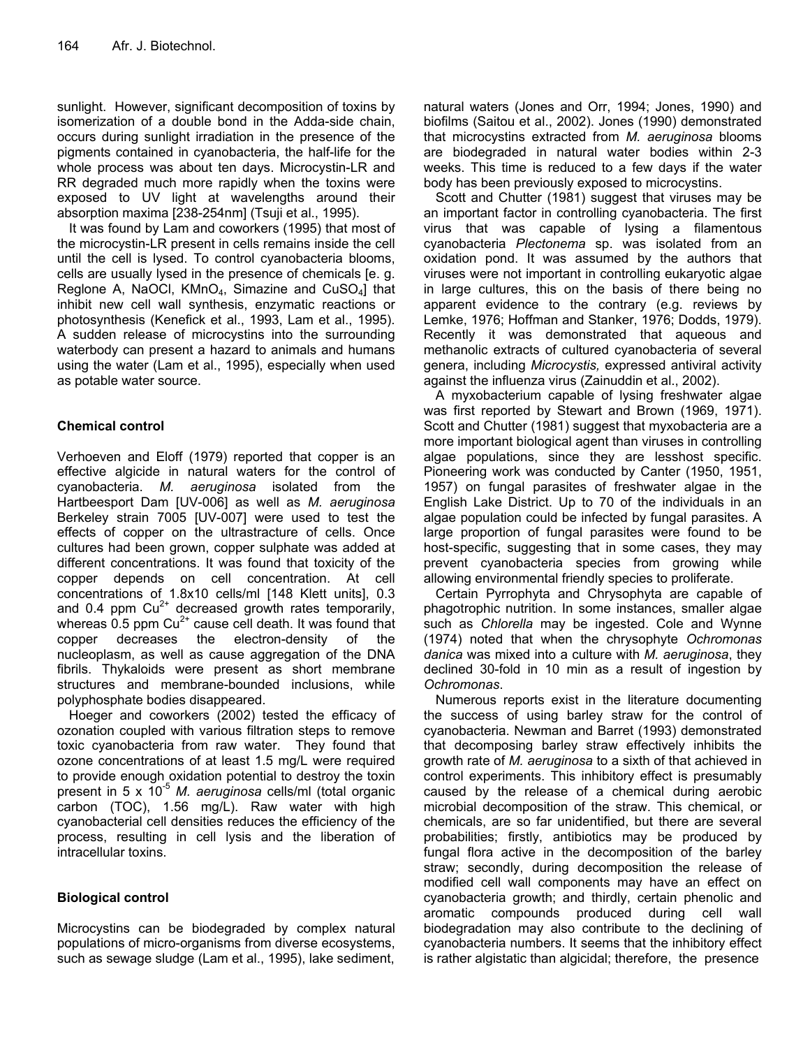sunlight. However, significant decomposition of toxins by isomerization of a double bond in the Adda-side chain, occurs during sunlight irradiation in the presence of the pigments contained in cyanobacteria, the half-life for the whole process was about ten days. Microcystin-LR and RR degraded much more rapidly when the toxins were exposed to UV light at wavelengths around their absorption maxima [238-254nm] (Tsuji et al., 1995).

It was found by Lam and coworkers (1995) that most of the microcystin-LR present in cells remains inside the cell until the cell is lysed. To control cyanobacteria blooms, cells are usually lysed in the presence of chemicals [e. g. Reglone A, NaOCl, $KMnO_4$, Simazine and $CuSO_4$] that inhibit new cell wall synthesis, enzymatic reactions or photosynthesis (Kenefick et al., 1993, Lam et al., 1995). A sudden release of microcystins into the surrounding waterbody can present a hazard to animals and humans using the water (Lam et al., 1995), especially when used as potable water source.

## Chemical control

Verhoeven and Eloff (1979) reported that copper is an effective algicide in natural waters for the control of cyanobacteria. *M. aeruginosa* isolated from the Hartbeesport Dam [UV-006] as well as *M. aeruginosa* Berkeley strain 7005 [UV-007] were used to test the effects of copper on the ultrastructure of cells. Once cultures had been grown, copper sulphate was added at different concentrations. It was found that toxicity of the copper depends on cell concentration. At cell concentrations of 1.8x10 cells/ml [148 Klett units], 0.3 and 0.4 ppm $Cu^{2+}$ decreased growth rates temporarily, whereas 0.5 ppm $Cu^{2+}$ cause cell death. It was found that copper decreases the electron-density of the nucleoplasm, as well as cause aggregation of the DNA fibrils. Thykaloids were present as short membrane structures and membrane-bounded inclusions, while polyphosphate bodies disappeared.

Hoeger and coworkers (2002) tested the efficacy of ozonation coupled with various filtration steps to remove toxic cyanobacteria from raw water. They found that ozone concentrations of at least 1.5 mg/L were required to provide enough oxidation potential to destroy the toxin present in 5 x $10^{-5}$ *M. aeruginosa* cells/ml (total organic carbon (TOC), 1.56 mg/L). Raw water with high cyanobacterial cell densities reduces the efficiency of the process, resulting in cell lysis and the liberation of intracellular toxins.

## Biological control

Microcystins can be biodegraded by complex natural populations of micro-organisms from diverse ecosystems, such as sewage sludge (Lam et al., 1995), lake sediment, natural waters (Jones and Orr, 1994; Jones, 1990) and biofilms (Saitou et al., 2002). Jones (1990) demonstrated that microcystins extracted from *M. aeruginosa* blooms are biodegraded in natural water bodies within 2-3 weeks. This time is reduced to a few days if the water body has been previously exposed to microcystins.

Scott and Chutter (1981) suggest that viruses may be an important factor in controlling cyanobacteria. The first virus that was capable of lysing a filamentous cyanobacteria *Plectonema* sp. was isolated from an oxidation pond. It was assumed by the authors that viruses were not important in controlling eukaryotic algae in large cultures, this on the basis of there being no apparent evidence to the contrary (e.g. reviews by Lemke, 1976; Hoffman and Stanker, 1976; Dodds, 1979). Recently it was demonstrated that aqueous and methanolic extracts of cultured cyanobacteria of several genera, including *Microcystis,* expressed antiviral activity against the influenza virus (Zainuddin et al., 2002).

A myxobacterium capable of lysing freshwater algae was first reported by Stewart and Brown (1969, 1971). Scott and Chutter (1981) suggest that myxobacteria are a more important biological agent than viruses in controlling algae populations, since they are lesshost specific. Pioneering work was conducted by Canter (1950, 1951, 1957) on fungal parasites of freshwater algae in the English Lake District. Up to 70 of the individuals in an algae population could be infected by fungal parasites. A large proportion of fungal parasites were found to be host-specific, suggesting that in some cases, they may prevent cyanobacteria species from growing while allowing environmental friendly species to proliferate.

Certain Pyrrophyta and Chrysophyta are capable of phagotrophic nutrition. In some instances, smaller algae such as *Chlorella* may be ingested. Cole and Wynne (1974) noted that when the chrysophyte *Ochromonas danica* was mixed into a culture with *M. aeruginosa*, they declined 30-fold in 10 min as a result of ingestion by *Ochromonas*.

Numerous reports exist in the literature documenting the success of using barley straw for the control of cyanobacteria. Newman and Barret (1993) demonstrated that decomposing barley straw effectively inhibits the growth rate of *M. aeruginosa* to a sixth of that achieved in control experiments. This inhibitory effect is presumably caused by the release of a chemical during aerobic microbial decomposition of the straw. This chemical, or chemicals, are so far unidentified, but there are several probabilities; firstly, antibiotics may be produced by fungal flora active in the decomposition of the barley straw; secondly, during decomposition the release of modified cell wall components may have an effect on cyanobacteria growth; and thirdly, certain phenolic and aromatic compounds produced during cell wall biodegradation may also contribute to the declining of cyanobacteria numbers. It seems that the inhibitory effect is rather algistatic than algicidal; therefore, the presence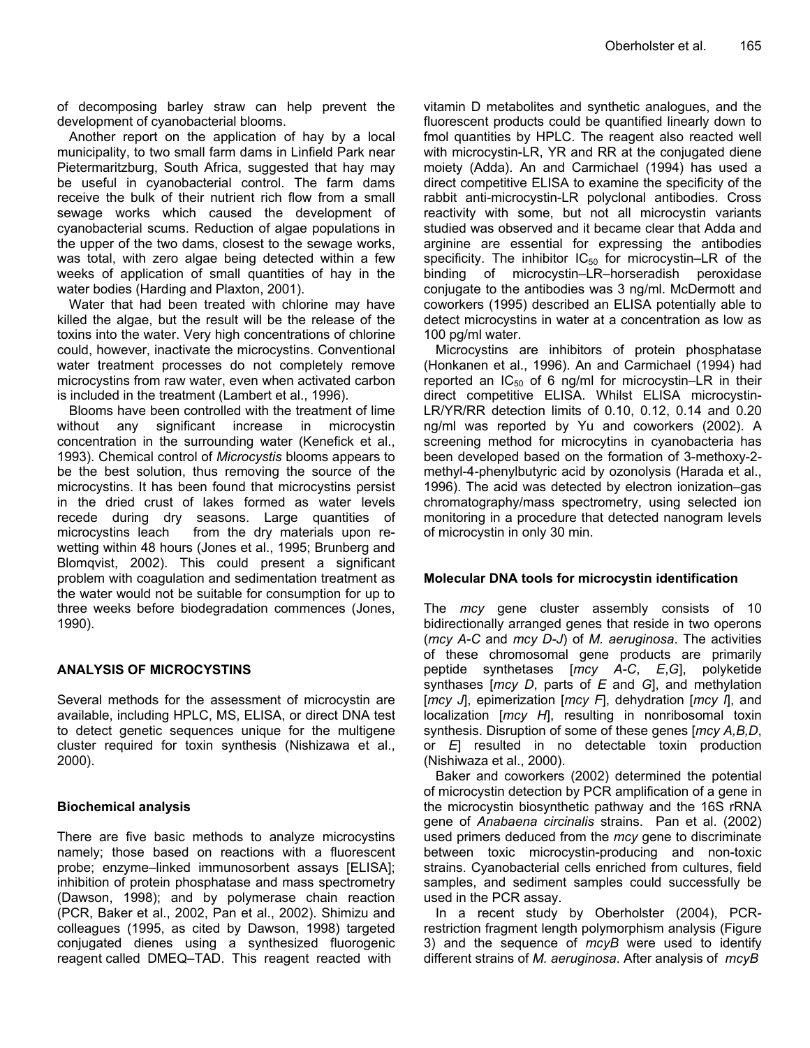of decomposing barley straw can help prevent the development of cyanobacterial blooms.

Another report on the application of hay by a local municipality, to two small farm dams in Linfield Park near Pietermaritzburg, South Africa, suggested that hay may be useful in cyanobacterial control. The farm dams receive the bulk of their nutrient rich flow from a small sewage works which caused the development of cyanobacterial scums. Reduction of algae populations in the upper of the two dams, closest to the sewage works, was total, with zero algae being detected within a few weeks of application of small quantities of hay in the water bodies (Harding and Plaxton, 2001).

Water that had been treated with chlorine may have killed the algae, but the result will be the release of the toxins into the water. Very high concentrations of chlorine could, however, inactivate the microcystins. Conventional water treatment processes do not completely remove microcystins from raw water, even when activated carbon is included in the treatment (Lambert et al., 1996).

Blooms have been controlled with the treatment of lime without any significant increase in microcystin concentration in the surrounding water (Kenefick et al., 1993). Chemical control of *Microcystis* blooms appears to be the best solution, thus removing the source of the microcystins. It has been found that microcystins persist in the dried crust of lakes formed as water levels recede during dry seasons. Large quantities of microcystins leach from the dry materials upon re-wetting within 48 hours (Jones et al., 1995; Brunberg and Blomqvist, 2002). This could present a significant problem with coagulation and sedimentation treatment as the water would not be suitable for consumption for up to three weeks before biodegradation commences (Jones, 1990).

## ANALYSIS OF MICROCYSTINS

Several methods for the assessment of microcystin are available, including HPLC, MS, ELISA, or direct DNA test to detect genetic sequences unique for the multigene cluster required for toxin synthesis (Nishizawa et al., 2000).

### Biochemical analysis

There are five basic methods to analyze microcystins namely; those based on reactions with a fluorescent probe; enzyme–linked immunosorbent assays [ELISA]; inhibition of protein phosphatase and mass spectrometry (Dawson, 1998); and by polymerase chain reaction (PCR, Baker et al., 2002, Pan et al., 2002). Shimizu and colleagues (1995, as cited by Dawson, 1998) targeted conjugated dienes using a synthesized fluorogenic reagent called DMEQ–TAD. This reagent reacted with vitamin D metabolites and synthetic analogues, and the fluorescent products could be quantified linearly down to fmol quantities by HPLC. The reagent also reacted well with microcystin-LR, YR and RR at the conjugated diene moiety (Adda). An and Carmichael (1994) has used a direct competitive ELISA to examine the specificity of the rabbit anti-microcystin-LR polyclonal antibodies. Cross reactivity with some, but not all microcystin variants studied was observed and it became clear that Adda and arginine are essential for expressing the antibodies specificity. The inhibitor $IC_{50}$ for microcystin–LR of the binding of microcystin–LR–horseradish peroxidase conjugate to the antibodies was 3 ng/ml. McDermott and coworkers (1995) described an ELISA potentially able to detect microcystins in water at a concentration as low as 100 pg/ml water.

Microcystins are inhibitors of protein phosphatase (Honkanen et al., 1996). An and Carmichael (1994) had reported an $IC_{50}$ of 6 ng/ml for microcystin–LR in their direct competitive ELISA. Whilst ELISA microcystin-LR/YR/RR detection limits of 0.10, 0.12, 0.14 and 0.20 ng/ml was reported by Yu and coworkers (2002). A screening method for microcytins in cyanobacteria has been developed based on the formation of 3-methoxy-2-methyl-4-phenylbutyric acid by ozonolysis (Harada et al., 1996). The acid was detected by electron ionization–gas chromatography/mass spectrometry, using selected ion monitoring in a procedure that detected nanogram levels of microcystin in only 30 min.

### Molecular DNA tools for microcystin identification

The *mcy* gene cluster assembly consists of 10 bidirectionally arranged genes that reside in two operons (*mcy A-C* and *mcy D-J*) of *M. aeruginosa*. The activities of these chromosomal gene products are primarily peptide synthetases [*mcy A-C*, *E*,*G*], polyketide synthases [*mcy D*, parts of *E* and *G*], and methylation [*mcy J*], epimerization [*mcy F*], dehydration [*mcy I*], and localization [*mcy H*], resulting in nonribosomal toxin synthesis. Disruption of some of these genes [*mcy A,B,D*, or *E*] resulted in no detectable toxin production (Nishiwaza et al., 2000).

Baker and coworkers (2002) determined the potential of microcystin detection by PCR amplification of a gene in the microcystin biosynthetic pathway and the 16S rRNA gene of *Anabaena circinalis* strains. Pan et al. (2002) used primers deduced from the *mcy* gene to discriminate between toxic microcystin-producing and non-toxic strains. Cyanobacterial cells enriched from cultures, field samples, and sediment samples could successfully be used in the PCR assay.

In a recent study by Oberholster (2004), PCR-restriction fragment length polymorphism analysis (Figure 3) and the sequence of *mcyB* were used to identify different strains of *M. aeruginosa*. After analysis of *mcyB*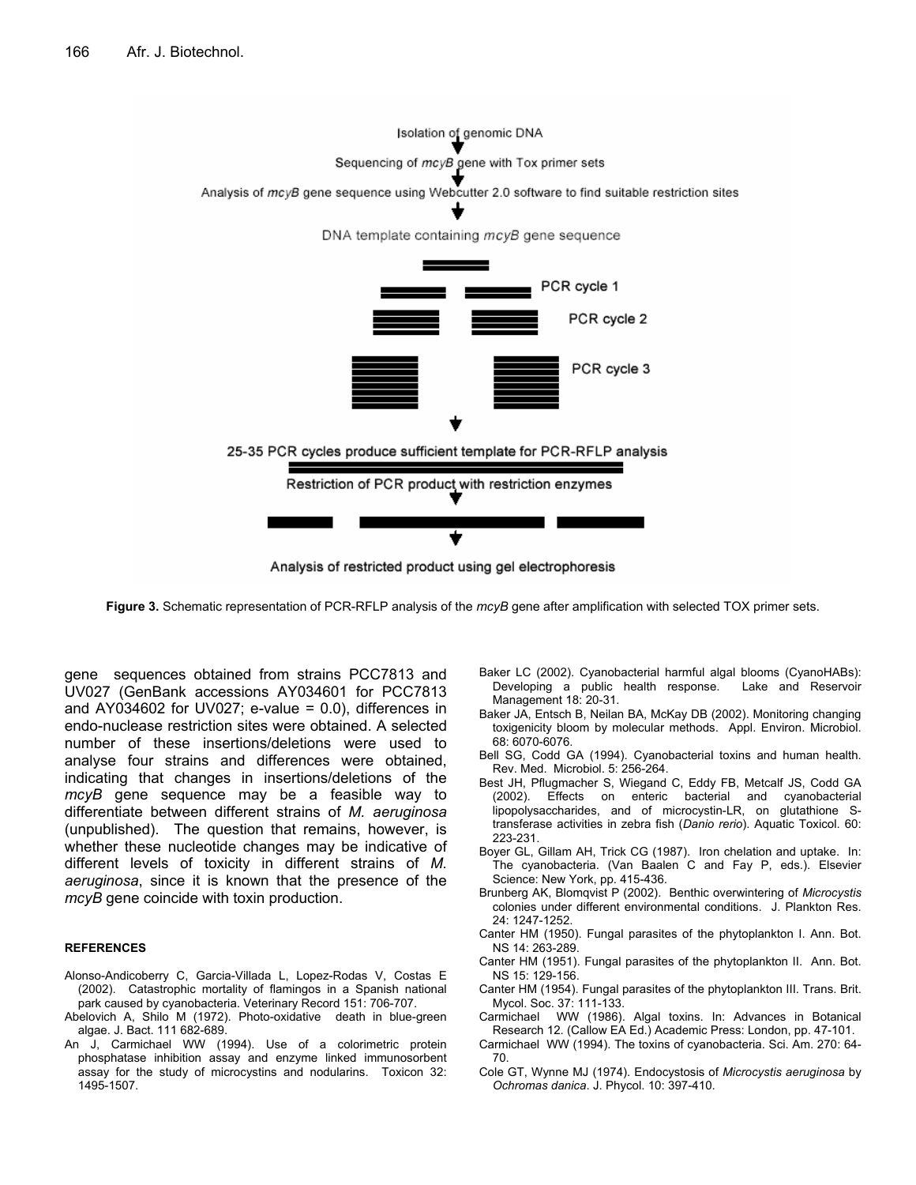**Figure 3.** Schematic representation of PCR-RFLP analysis of the *mcyB* gene after amplification with selected TOX primer sets.

gene sequences obtained from strains PCC7813 and UV027 (GenBank accessions AY034601 for PCC7813 and AY034602 for UV027; e-value = 0.0), differences in endo-nuclease restriction sites were obtained. A selected number of these insertions/deletions were used to analyse four strains and differences were obtained, indicating that changes in insertions/deletions of the *mcyB* gene sequence may be a feasible way to differentiate between different strains of *M. aeruginosa* (unpublished). The question that remains, however, is whether these nucleotide changes may be indicative of different levels of toxicity in different strains of *M. aeruginosa*, since it is known that the presence of the *mcyB* gene coincide with toxin production.

## REFERENCES

Alonso-Andicoberry C, Garcia-Villada L, Lopez-Rodas V, Costas E (2002). Catastrophic mortality of flamingos in a Spanish national park caused by cyanobacteria. Veterinary Record 151: 706-707.

Abelovich A, Shilo M (1972). Photo-oxidative death in blue-green algae. J. Bact. 111 682-689.

An J, Carmichael WW (1994). Use of a colorimetric protein phosphatase inhibition assay and enzyme linked immunosorbent assay for the study of microcystins and nodularins. Toxicon 32: 1495-1507.

Baker LC (2002). Cyanobacterial harmful algal blooms (CyanoHABs): Developing a public health response. Lake and Reservoir Management 18: 20-31.

Baker JA, Entsch B, Neilan BA, McKay DB (2002). Monitoring changing toxigenicity bloom by molecular methods. Appl. Environ. Microbiol. 68: 6070-6076.

Bell SG, Codd GA (1994). Cyanobacterial toxins and human health. Rev. Med. Microbiol. 5: 256-264.

Best JH, Pflugmacher S, Wiegand C, Eddy FB, Metcalf JS, Codd GA (2002). Effects on enteric bacterial and cyanobacterial lipopolysaccharides, and of microcystin-LR, on glutathione S-transferase activities in zebra fish (*Danio rerio*). Aquatic Toxicol. 60: 223-231.

Boyer GL, Gillam AH, Trick CG (1987). Iron chelation and uptake. In: The cyanobacteria. (Van Baalen C and Fay P, eds.). Elsevier Science: New York, pp. 415-436.

Brunberg AK, Blomqvist P (2002). Benthic overwintering of *Microcystis* colonies under different environmental conditions. J. Plankton Res. 24: 1247-1252.

Canter HM (1950). Fungal parasites of the phytoplankton I. Ann. Bot. NS 14: 263-289.

Canter HM (1951). Fungal parasites of the phytoplankton II. Ann. Bot. NS 15: 129-156.

Canter HM (1954). Fungal parasites of the phytoplankton III. Trans. Brit. Mycol. Soc. 37: 111-133.

Carmichael WW (1986). Algal toxins. In: Advances in Botanical Research 12. (Callow EA Ed.) Academic Press: London, pp. 47-101.

Carmichael WW (1994). The toxins of cyanobacteria. Sci. Am. 270: 64-70.

Cole GT, Wynne MJ (1974). Endocytosis of *Microcystis aeruginosa* by *Ochromas danica*. J. Phycol. 10: 397-410.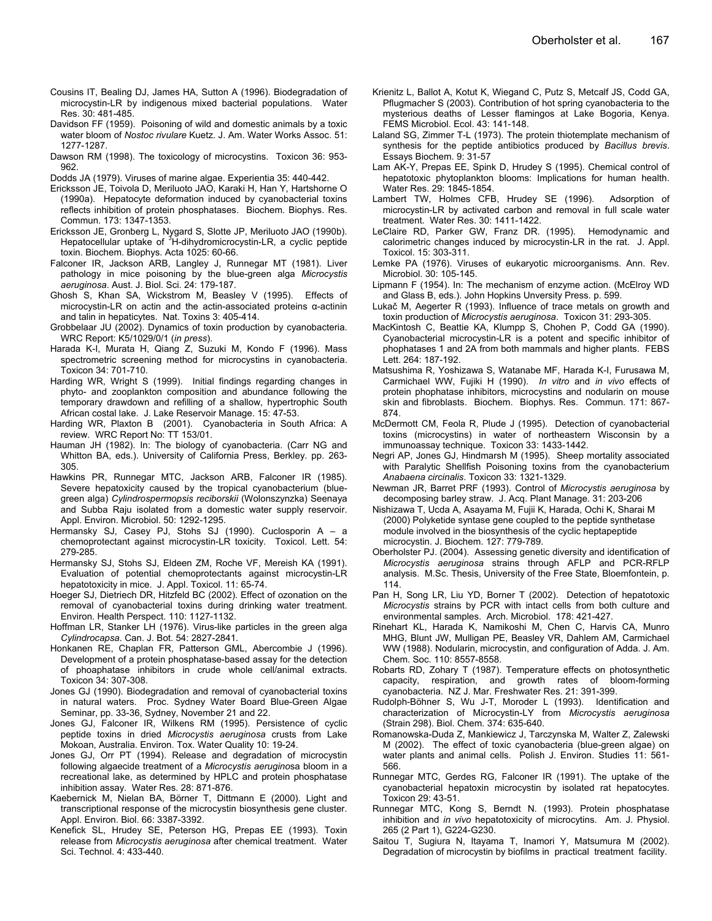Cousins IT, Bealing DJ, James HA, Sutton A (1996). Biodegradation of microcystin-LR by indigenous mixed bacterial populations. Water Res. 30: 481-485.

Davidson FF (1959). Poisoning of wild and domestic animals by a toxic water bloom of *Nostoc rivulare* Kuetz. J. Am. Water Works Assoc. 51: 1277-1287.

Dawson RM (1998). The toxicology of microcystins. Toxicon 36: 953-962.

Dodds JA (1979). Viruses of marine algae. Experientia 35: 440-442.

Ericksson JE, Toivola D, Meriluoto JAO, Karaki H, Han Y, Hartshorne O (1990a). Hepatocyte deformation induced by cyanobacterial toxins reflects inhibition of protein phosphatases. Biochem. Biophys. Res. Commun. 173: 1347-1353.

Ericksson JE, Gronberg L, Nygard S, Slotte JP, Meriluoto JAO (1990b). Hepatocellular uptake of $^{3}$H-dihydromicrocystin-LR, a cyclic peptide toxin. Biochem. Biophys. Acta 1025: 60-66.

Falconer IR, Jackson ARB, Langley J, Runnegar MT (1981). Liver pathology in mice poisoning by the blue-green alga *Microcystis aeruginosa*. Aust. J. Biol. Sci. 24: 179-187.

Ghosh S, Khan SA, Wickstrom M, Beasley V (1995). Effects of microcystin-LR on actin and the actin-associated proteins α-actinin and talin in hepaticytes. Nat. Toxins 3: 405-414.

Grobbelaar JU (2002). Dynamics of toxin production by cyanobacteria. WRC Report: K5/1029/0/1 (*in press*).

Harada K-I, Murata H, Qiang Z, Suzuki M, Kondo F (1996). Mass spectrometric screening method for microcystins in cyanobacteria. Toxicon 34: 701-710.

Harding WR, Wright S (1999). Initial findings regarding changes in phyto- and zooplankton composition and abundance following the temporary drawdown and refilling of a shallow, hypertrophic South African costal lake. J. Lake Reservoir Manage. 15: 47-53.

Harding WR, Plaxton B (2001). Cyanobacteria in South Africa: A review. WRC Report No: TT 153/01.

Hauman JH (1982). In: The biology of cyanobacteria. (Carr NG and Whitton BA, eds.). University of California Press, Berkley. pp. 263-305.

Hawkins PR, Runnegar MTC, Jackson ARB, Falconer IR (1985). Severe hepatoxicity caused by the tropical cyanobacterium (blue-green alga) *Cylindrospermopsis reciborskii* (Wolonszynzka) Seenaya and Subba Raju isolated from a domestic water supply reservoir. Appl. Environ. Microbiol. 50: 1292-1295.

Hermansky SJ, Casey PJ, Stohs SJ (1990). Cuclosporin A – a chemoprotectant against microcystin-LR toxicity. Toxicol. Lett. 54: 279-285.

Hermansky SJ, Stohs SJ, Eldeen ZM, Roche VF, Mereish KA (1991). Evaluation of potential chemoprotectants against microcystin-LR hepatotoxicity in mice. J. Appl. Toxicol. 11: 65-74.

Hoeger SJ, Dietriech DR, Hitzfeld BC (2002). Effect of ozonation on the removal of cyanobacterial toxins during drinking water treatment. Environ. Health Perspect. 110: 1127-1132.

Hoffman LR, Stanker LH (1976). Virus-like particles in the green alga *Cylindrocapsa*. Can. J. Bot. 54: 2827-2841.

Honkanen RE, Chaplan FR, Patterson GML, Abercombie J (1996). Development of a protein phosphatase-based assay for the detection of phoaphatase inhibitors in crude whole cell/animal extracts. Toxicon 34: 307-308.

Jones GJ (1990). Biodegradation and removal of cyanobacterial toxins in natural waters. Proc. Sydney Water Board Blue-Green Algae Seminar, pp. 33-36, Sydney, November 21 and 22.

Jones GJ, Falconer IR, Wilkens RM (1995). Persistence of cyclic peptide toxins in dried *Microcystis aeruginosa* crusts from Lake Mokoan, Australia. Environ. Tox. Water Quality 10: 19-24.

Jones GJ, Orr PT (1994). Release and degradation of microcystin following algaecide treatment of a *Microcystis aeruginos*a bloom in a recreational lake, as determined by HPLC and protein phosphatase inhibition assay. Water Res. 28: 871-876.

Kaebernick M, Nielan BA, Börner T, Dittmann E (2000). Light and transcriptional response of the microcystin biosynthesis gene cluster. Appl. Environ. Biol. 66: 3387-3392.

Kenefick SL, Hrudey SE, Peterson HG, Prepas EE (1993). Toxin release from *Microcystis aeruginosa* after chemical treatment. Water Sci. Technol. 4: 433-440.

Krienitz L, Ballot A, Kotut K, Wiegand C, Putz S, Metcalf JS, Codd GA, Pflugmacher S (2003). Contribution of hot spring cyanobacteria to the mysterious deaths of Lesser flamingos at Lake Bogoria, Kenya. FEMS Microbiol. Ecol. 43: 141-148.

Laland SG, Zimmer T-L (1973). The protein thiotemplate mechanism of synthesis for the peptide antibiotics produced by *Bacillus brevis*. Essays Biochem. 9: 31-57

Lam AK-Y, Prepas EE, Spink D, Hrudey S (1995). Chemical control of hepatotoxic phytoplankton blooms: Implications for human health. Water Res. 29: 1845-1854.

Lambert TW, Holmes CFB, Hrudey SE (1996). Adsorption of microcystin-LR by activated carbon and removal in full scale water treatment. Water Res. 30: 1411-1422.

LeClaire RD, Parker GW, Franz DR. (1995). Hemodynamic and calorimetric changes induced by microcystin-LR in the rat. J. Appl. Toxicol. 15: 303-311.

Lemke PA (1976). Viruses of eukaryotic microorganisms. Ann. Rev. Microbiol. 30: 105-145.

Lipmann F (1954). In: The mechanism of enzyme action. (McElroy WD and Glass B, eds.). John Hopkins Unversity Press. p. 599.

Lukač M, Aegerter R (1993). Influence of trace metals on growth and toxin production of *Microcystis aeruginosa*. Toxicon 31: 293-305.

MacKintosh C, Beattie KA, Klumpp S, Chohen P, Codd GA (1990). Cyanobacterial microcystin-LR is a potent and specific inhibitor of phophatases 1 and 2A from both mammals and higher plants. FEBS Lett. 264: 187-192.

Matsushima R, Yoshizawa S, Watanabe MF, Harada K-I, Furusawa M, Carmichael WW, Fujiki H (1990). *In vitro* and *in vivo* effects of protein phophatase inhibitors, microcystins and nodularin on mouse skin and fibroblasts. Biochem. Biophys. Res. Commun. 171: 867-874.

McDermott CM, Feola R, Plude J (1995). Detection of cyanobacterial toxins (microcystins) in water of northeastern Wisconsin by a immunoassay technique. Toxicon 33: 1433-1442.

Negri AP, Jones GJ, Hindmarsh M (1995). Sheep mortality associated with Paralytic Shellfish Poisoning toxins from the cyanobacterium *Anabaena circinalis*. Toxicon 33: 1321-1329.

Newman JR, Barret PRF (1993). Control of *Microcystis aeruginosa* by decomposing barley straw. J. Acq. Plant Manage. 31: 203-206

Nishizawa T, Ucda A, Asayama M, Fujii K, Harada, Ochi K, Sharai M (2000) Polyketide syntase gene coupled to the peptide synthetase module involved in the biosynthesis of the cyclic heptapeptide microcystin. J. Biochem. 127: 779-789.

Oberholster PJ. (2004). Assessing genetic diversity and identification of *Microcystis aeruginosa* strains through AFLP and PCR-RFLP analysis. M.Sc. Thesis, University of the Free State, Bloemfontein, p. 114.

Pan H, Song LR, Liu YD, Borner T (2002). Detection of hepatotoxic *Microcystis* strains by PCR with intact cells from both culture and environmental samples. Arch. Microbiol. 178: 421-427.

Rinehart KL, Harada K, Namikoshi M, Chen C, Harvis CA, Munro MHG, Blunt JW, Mulligan PE, Beasley VR, Dahlem AM, Carmichael WW (1988). Nodularin, microcystin, and configuration of Adda. J. Am. Chem. Soc. 110: 8557-8558.

Robarts RD, Zohary T (1987). Temperature effects on photosynthetic capacity, respiration, and growth rates of bloom-forming cyanobacteria. NZ J. Mar. Freshwater Res. 21: 391-399.

Rudolph-Böhner S, Wu J-T, Moroder L (1993). Identification and characterization of Microcystin-LY from *Microcystis aeruginosa* (Strain 298). Biol. Chem. 374: 635-640.

Romanowska-Duda Z, Mankiewicz J, Tarczynska M, Walter Z, Zalewski M (2002). The effect of toxic cyanobacteria (blue-green algae) on water plants and animal cells. Polish J. Environ. Studies 11: 561-566.

Runnegar MTC, Gerdes RG, Falconer IR (1991). The uptake of the cyanobacterial hepatoxin microcystin by isolated rat hepatocytes. Toxicon 29: 43-51.

Runnegar MTC, Kong S, Berndt N. (1993). Protein phosphatase inhibition and *in vivo* hepatotoxicity of microcytins. Am. J. Physiol. 265 (2 Part 1), G224-G230.

Saitou T, Sugiura N, Itayama T, Inamori Y, Matsumura M (2002). Degradation of microcystin by biofilms in practical treatment facility.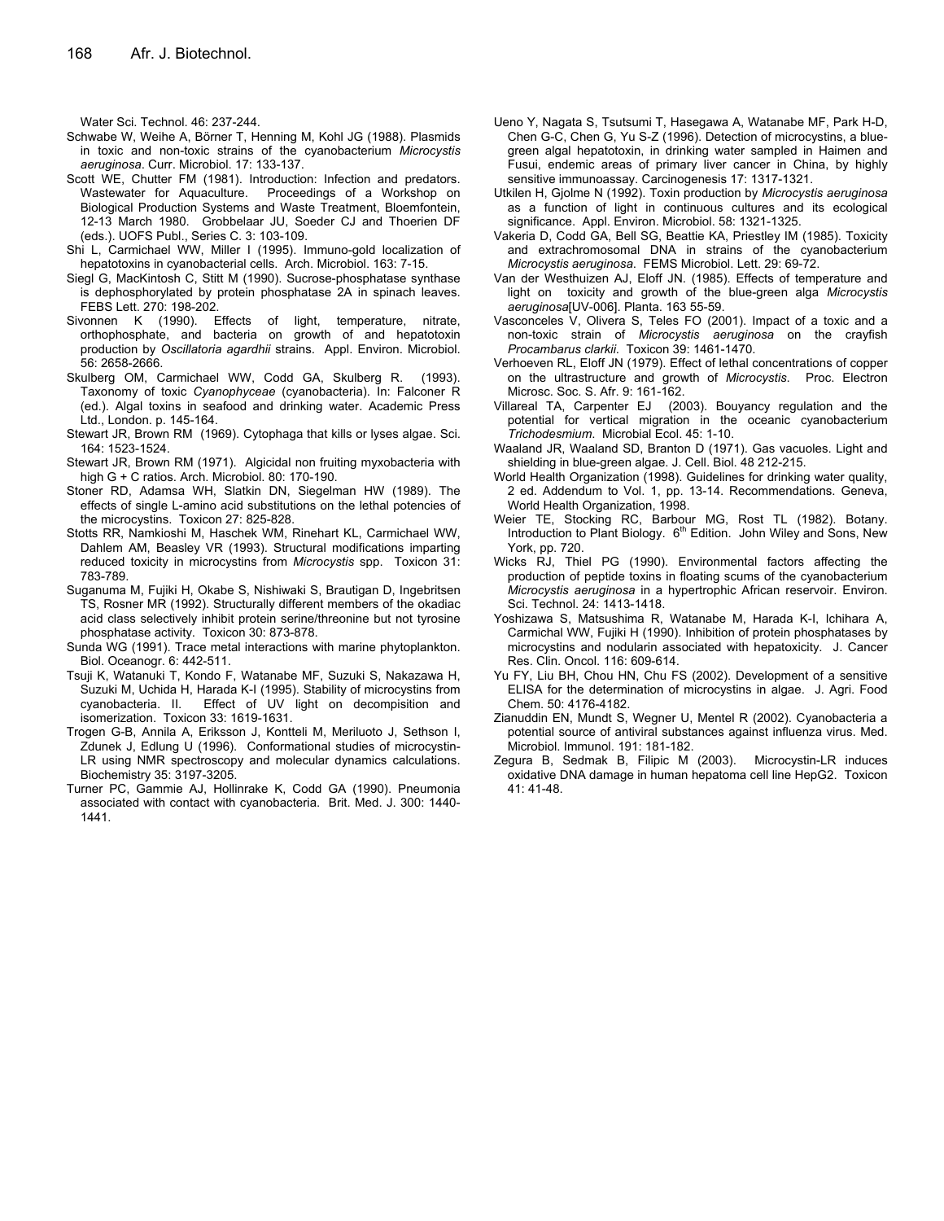Water Sci. Technol. 46: 237-244.

Schwabe W, Weihe A, Börner T, Henning M, Kohl JG (1988). Plasmids in toxic and non-toxic strains of the cyanobacterium *Microcystis aeruginosa*. Curr. Microbiol. 17: 133-137.

Scott WE, Chutter FM (1981). Introduction: Infection and predators. Wastewater for Aquaculture. Proceedings of a Workshop on Biological Production Systems and Waste Treatment, Bloemfontein, 12-13 March 1980. Grobbelaar JU, Soeder CJ and Thoerien DF (eds.). UOFS Publ., Series C. 3: 103-109.

Shi L, Carmichael WW, Miller I (1995). Immuno-gold localization of hepatotoxins in cyanobacterial cells. Arch. Microbiol. 163: 7-15.

Siegl G, MacKintosh C, Stitt M (1990). Sucrose-phosphatase synthase is dephosphorylated by protein phosphatase 2A in spinach leaves. FEBS Lett. 270: 198-202.

Sivonnen K (1990). Effects of light, temperature, nitrate, orthophosphate, and bacteria on growth of and hepatotoxin production by *Oscillatoria agardhii* strains. Appl. Environ. Microbiol. 56: 2658-2666.

Skulberg OM, Carmichael WW, Codd GA, Skulberg R. (1993). Taxonomy of toxic *Cyanophyceae* (cyanobacteria). In: Falconer R (ed.). Algal toxins in seafood and drinking water. Academic Press Ltd., London. p. 145-164.

Stewart JR, Brown RM (1969). Cytophaga that kills or lyses algae. Sci. 164: 1523-1524.

Stewart JR, Brown RM (1971). Algicidal non fruiting myxobacteria with high G + C ratios. Arch. Microbiol. 80: 170-190.

Stoner RD, Adamsa WH, Slatkin DN, Siegelman HW (1989). The effects of single L-amino acid substitutions on the lethal potencies of the microcystins. Toxicon 27: 825-828.

Stotts RR, Namkioshi M, Haschek WM, Rinehart KL, Carmichael WW, Dahlem AM, Beasley VR (1993). Structural modifications imparting reduced toxicity in microcystins from *Microcystis* spp. Toxicon 31: 783-789.

Suganuma M, Fujiki H, Okabe S, Nishiwaki S, Brautigan D, Ingebritsen TS, Rosner MR (1992). Structurally different members of the okadiac acid class selectively inhibit protein serine/threonine but not tyrosine phosphatase activity. Toxicon 30: 873-878.

Sunda WG (1991). Trace metal interactions with marine phytoplankton. Biol. Oceanogr. 6: 442-511.

Tsuji K, Watanuki T, Kondo F, Watanabe MF, Suzuki S, Nakazawa H, Suzuki M, Uchida H, Harada K-I (1995). Stability of microcystins from cyanobacteria. II. Effect of UV light on decompisition and isomerization. Toxicon 33: 1619-1631.

Trogen G-B, Annila A, Eriksson J, Kontteli M, Meriluoto J, Sethson I, Zdunek J, Edlung U (1996). Conformational studies of microcystin-LR using NMR spectroscopy and molecular dynamics calculations. Biochemistry 35: 3197-3205.

Turner PC, Gammie AJ, Hollinrake K, Codd GA (1990). Pneumonia associated with contact with cyanobacteria. Brit. Med. J. 300: 1440-1441.

Ueno Y, Nagata S, Tsutsumi T, Hasegawa A, Watanabe MF, Park H-D, Chen G-C, Chen G, Yu S-Z (1996). Detection of microcystins, a blue-green algal hepatotoxin, in drinking water sampled in Haimen and Fusui, endemic areas of primary liver cancer in China, by highly sensitive immunoassay. Carcinogenesis 17: 1317-1321.

Utkilen H, Gjolme N (1992). Toxin production by *Microcystis aeruginosa* as a function of light in continuous cultures and its ecological significance. Appl. Environ. Microbiol. 58: 1321-1325.

Vakeria D, Codd GA, Bell SG, Beattie KA, Priestley IM (1985). Toxicity and extrachromosomal DNA in strains of the cyanobacterium *Microcystis aeruginosa*. FEMS Microbiol. Lett. 29: 69-72.

Van der Westhuizen AJ, Eloff JN. (1985). Effects of temperature and light on toxicity and growth of the blue-green alga *Microcystis aeruginosa*[UV-006]. Planta. 163 55-59.

Vasconceles V, Olivera S, Teles FO (2001). Impact of a toxic and a non-toxic strain of *Microcystis aeruginosa* on the crayfish *Procambarus clarkii*. Toxicon 39: 1461-1470.

Verhoeven RL, Eloff JN (1979). Effect of lethal concentrations of copper on the ultrastructure and growth of *Microcystis*. Proc. Electron Microsc. Soc. S. Afr. 9: 161-162.

Villareal TA, Carpenter EJ (2003). Bouyancy regulation and the potential for vertical migration in the oceanic cyanobacterium *Trichodesmium*. Microbial Ecol. 45: 1-10.

Waaland JR, Waaland SD, Branton D (1971). Gas vacuoles. Light and shielding in blue-green algae. J. Cell. Biol. 48 212-215.

World Health Organization (1998). Guidelines for drinking water quality, 2 ed. Addendum to Vol. 1, pp. 13-14. Recommendations. Geneva, World Health Organization, 1998.

Weier TE, Stocking RC, Barbour MG, Rost TL (1982). Botany. Introduction to Plant Biology. 6th Edition. John Wiley and Sons, New York, pp. 720.

Wicks RJ, Thiel PG (1990). Environmental factors affecting the production of peptide toxins in floating scums of the cyanobacterium *Microcystis aeruginosa* in a hypertrophic African reservoir. Environ. Sci. Technol. 24: 1413-1418.

Yoshizawa S, Matsushima R, Watanabe M, Harada K-I, Ichihara A, Carmichal WW, Fujiki H (1990). Inhibition of protein phosphatases by microcystins and nodularin associated with hepatoxicity. J. Cancer Res. Clin. Oncol. 116: 609-614.

Yu FY, Liu BH, Chou HN, Chu FS (2002). Development of a sensitive ELISA for the determination of microcystins in algae. J. Agri. Food Chem. 50: 4176-4182.

Zianuddin EN, Mundt S, Wegner U, Mentel R (2002). Cyanobacteria a potential source of antiviral substances against influenza virus. Med. Microbiol. Immunol. 191: 181-182.

Zegura B, Sedmak B, Filipic M (2003). Microcystin-LR induces oxidative DNA damage in human hepatoma cell line HepG2. Toxicon 41: 41-48.